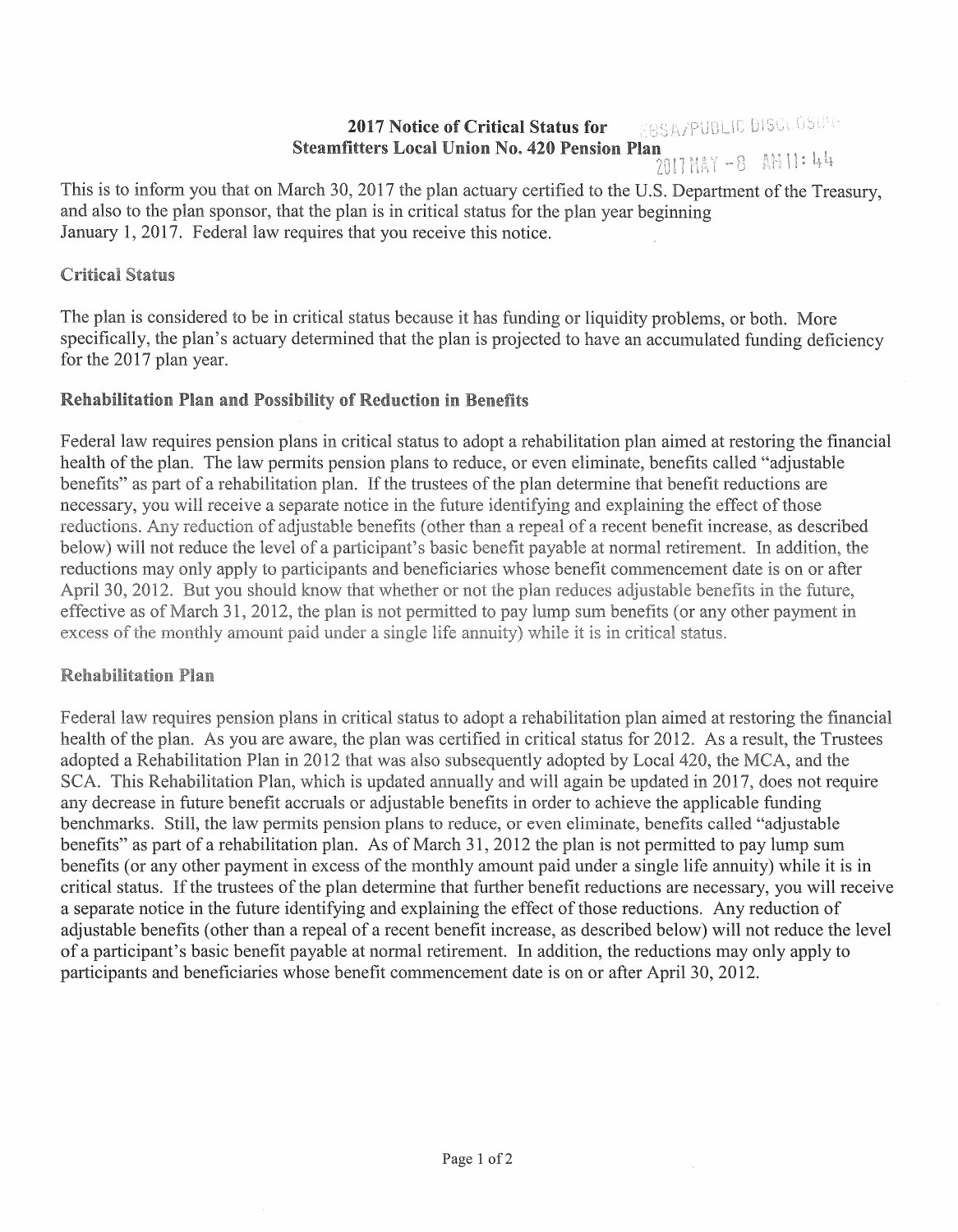# 2017 Notice of Critical Status for Steamfitters Local Union No. 420 Pension Plan

EBSA/PUBLIC DISCLOSURE
2017 MAY -8 AM 11:44

This is to inform you that on March 30, 2017 the plan actuary certified to the U.S. Department of the Treasury, and also to the plan sponsor, that the plan is in critical status for the plan year beginning January 1, 2017. Federal law requires that you receive this notice.

## Critical Status

The plan is considered to be in critical status because it has funding or liquidity problems, or both. More specifically, the plan's actuary determined that the plan is projected to have an accumulated funding deficiency for the 2017 plan year.

## Rehabilitation Plan and Possibility of Reduction in Benefits

Federal law requires pension plans in critical status to adopt a rehabilitation plan aimed at restoring the financial health of the plan. The law permits pension plans to reduce, or even eliminate, benefits called "adjustable benefits" as part of a rehabilitation plan. If the trustees of the plan determine that benefit reductions are necessary, you will receive a separate notice in the future identifying and explaining the effect of those reductions. Any reduction of adjustable benefits (other than a repeal of a recent benefit increase, as described below) will not reduce the level of a participant's basic benefit payable at normal retirement. In addition, the reductions may only apply to participants and beneficiaries whose benefit commencement date is on or after April 30, 2012. But you should know that whether or not the plan reduces adjustable benefits in the future, effective as of March 31, 2012, the plan is not permitted to pay lump sum benefits (or any other payment in excess of the monthly amount paid under a single life annuity) while it is in critical status.

## Rehabilitation Plan

Federal law requires pension plans in critical status to adopt a rehabilitation plan aimed at restoring the financial health of the plan. As you are aware, the plan was certified in critical status for 2012. As a result, the Trustees adopted a Rehabilitation Plan in 2012 that was also subsequently adopted by Local 420, the MCA, and the SCA. This Rehabilitation Plan, which is updated annually and will again be updated in 2017, does not require any decrease in future benefit accruals or adjustable benefits in order to achieve the applicable funding benchmarks. Still, the law permits pension plans to reduce, or even eliminate, benefits called "adjustable benefits" as part of a rehabilitation plan. As of March 31, 2012 the plan is not permitted to pay lump sum benefits (or any other payment in excess of the monthly amount paid under a single life annuity) while it is in critical status. If the trustees of the plan determine that further benefit reductions are necessary, you will receive a separate notice in the future identifying and explaining the effect of those reductions. Any reduction of adjustable benefits (other than a repeal of a recent benefit increase, as described below) will not reduce the level of a participant's basic benefit payable at normal retirement. In addition, the reductions may only apply to participants and beneficiaries whose benefit commencement date is on or after April 30, 2012.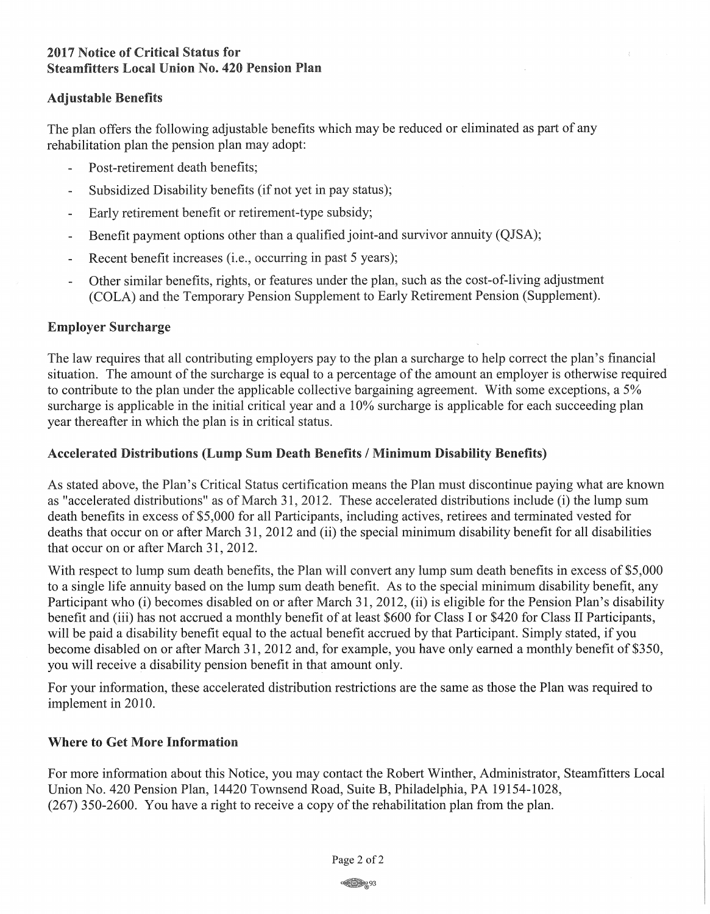**2017 Notice of Critical Status for**
**Steamfitters Local Union No. 420 Pension Plan**

### Adjustable Benefits

The plan offers the following adjustable benefits which may be reduced or eliminated as part of any rehabilitation plan the pension plan may adopt:

- Post-retirement death benefits;
- Subsidized Disability benefits (if not yet in pay status);
- Early retirement benefit or retirement-type subsidy;
- Benefit payment options other than a qualified joint-and survivor annuity (QJSA);
- Recent benefit increases (i.e., occurring in past 5 years);
- Other similar benefits, rights, or features under the plan, such as the cost-of-living adjustment (COLA) and the Temporary Pension Supplement to Early Retirement Pension (Supplement).

### Employer Surcharge

The law requires that all contributing employers pay to the plan a surcharge to help correct the plan's financial situation. The amount of the surcharge is equal to a percentage of the amount an employer is otherwise required to contribute to the plan under the applicable collective bargaining agreement. With some exceptions, a 5% surcharge is applicable in the initial critical year and a 10% surcharge is applicable for each succeeding plan year thereafter in which the plan is in critical status.

### Accelerated Distributions (Lump Sum Death Benefits / Minimum Disability Benefits)

As stated above, the Plan's Critical Status certification means the Plan must discontinue paying what are known as "accelerated distributions" as of March 31, 2012. These accelerated distributions include (i) the lump sum death benefits in excess of $5,000 for all Participants, including actives, retirees and terminated vested for deaths that occur on or after March 31, 2012 and (ii) the special minimum disability benefit for all disabilities that occur on or after March 31, 2012.

With respect to lump sum death benefits, the Plan will convert any lump sum death benefits in excess of $5,000 to a single life annuity based on the lump sum death benefit. As to the special minimum disability benefit, any Participant who (i) becomes disabled on or after March 31, 2012, (ii) is eligible for the Pension Plan's disability benefit and (iii) has not accrued a monthly benefit of at least $600 for Class I or $420 for Class II Participants, will be paid a disability benefit equal to the actual benefit accrued by that Participant. Simply stated, if you become disabled on or after March 31, 2012 and, for example, you have only earned a monthly benefit of $350, you will receive a disability pension benefit in that amount only.

For your information, these accelerated distribution restrictions are the same as those the Plan was required to implement in 2010.

### Where to Get More Information

For more information about this Notice, you may contact the Robert Winther, Administrator, Steamfitters Local Union No. 420 Pension Plan, 14420 Townsend Road, Suite B, Philadelphia, PA 19154-1028, (267) 350-2600. You have a right to receive a copy of the rehabilitation plan from the plan.